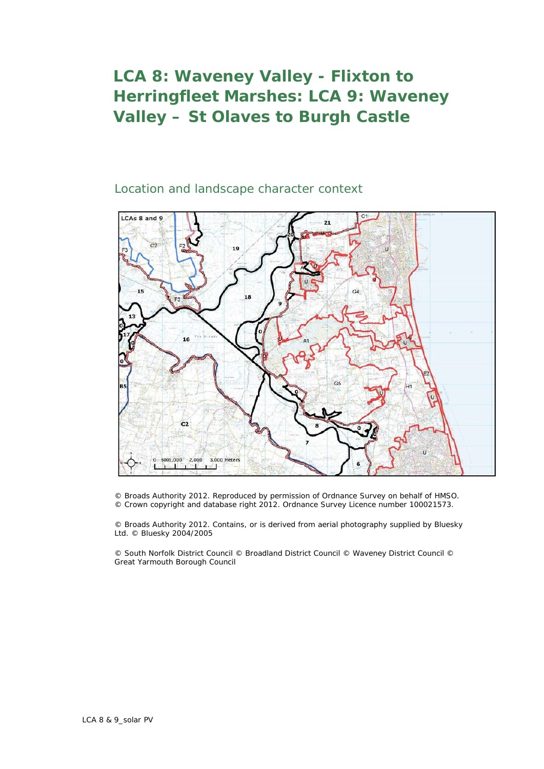# LCA 8: Waveney Valley - Flixton to Herringfleet Marshes: LCA 9: Waveney Valley – St Olaves to Burgh Castle

## Location and landscape character context

© Broads Authority 2012. Reproduced by permission of Ordnance Survey on behalf of HMSO. © Crown copyright and database right 2012. Ordnance Survey Licence number 100021573.

© Broads Authority 2012. Contains, or is derived from aerial photography supplied by Bluesky Ltd. © Bluesky 2004/2005

© South Norfolk District Council © Broadland District Council © Waveney District Council © Great Yarmouth Borough Council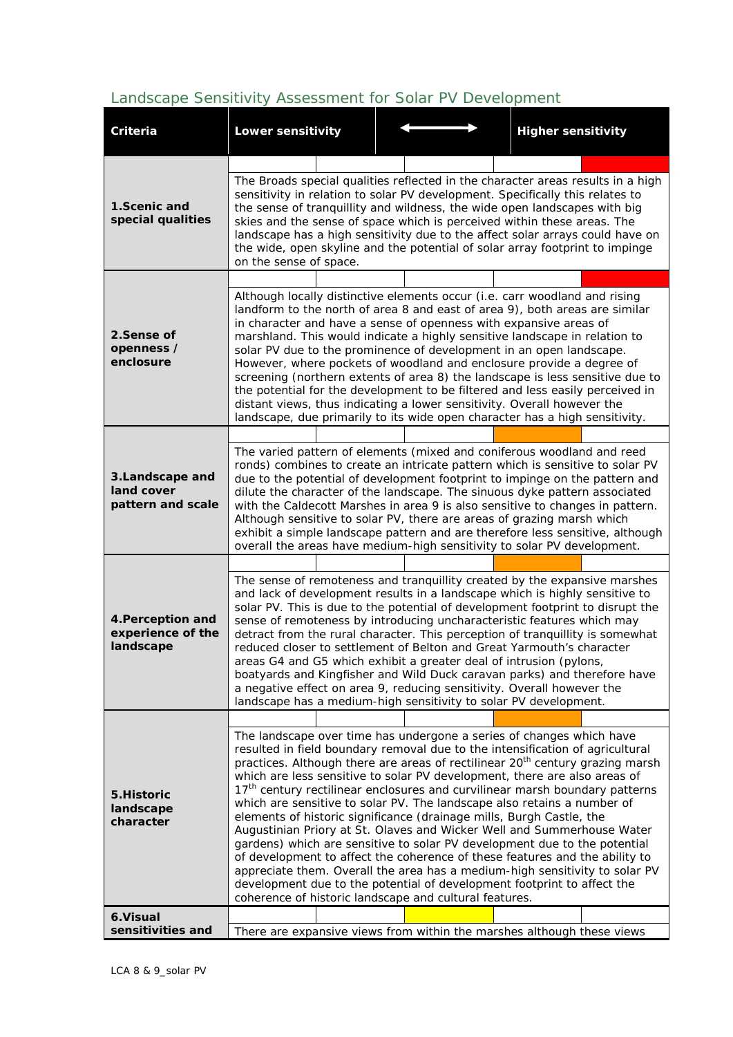## Landscape Sensitivity Assessment for Solar PV Development

| Criteria | Lower sensitivity | ⟷ | Higher sensitivity |
|---|---|---|---|
| **1.Scenic and special qualities** | The Broads special qualities reflected in the character areas results in a high sensitivity in relation to solar PV development. Specifically this relates to the sense of tranquillity and wildness, the wide open landscapes with big skies and the sense of space which is perceived within these areas. The landscape has a high sensitivity due to the affect solar arrays could have on the wide, open skyline and the potential of solar array footprint to impinge on the sense of space. | | |
| **2.Sense of openness / enclosure** | Although locally distinctive elements occur (i.e. carr woodland and rising landform to the north of area 8 and east of area 9), both areas are similar in character and have a sense of openness with expansive areas of marshland. This would indicate a highly sensitive landscape in relation to solar PV due to the prominence of development in an open landscape. However, where pockets of woodland and enclosure provide a degree of screening (northern extents of area 8) the landscape is less sensitive due to the potential for the development to be filtered and less easily perceived in distant views, thus indicating a lower sensitivity. Overall however the landscape, due primarily to its wide open character has a high sensitivity. | | |
| **3.Landscape and land cover pattern and scale** | The varied pattern of elements (mixed and coniferous woodland and reed ronds) combines to create an intricate pattern which is sensitive to solar PV due to the potential of development footprint to impinge on the pattern and dilute the character of the landscape. The sinuous dyke pattern associated with the Caldecott Marshes in area 9 is also sensitive to changes in pattern. Although sensitive to solar PV, there are areas of grazing marsh which exhibit a simple landscape pattern and are therefore less sensitive, although overall the areas have medium-high sensitivity to solar PV development. | | |
| **4.Perception and experience of the landscape** | The sense of remoteness and tranquillity created by the expansive marshes and lack of development results in a landscape which is highly sensitive to solar PV. This is due to the potential of development footprint to disrupt the sense of remoteness by introducing uncharacteristic features which may detract from the rural character. This perception of tranquillity is somewhat reduced closer to settlement of Belton and Great Yarmouth's character areas G4 and G5 which exhibit a greater deal of intrusion (pylons, boatyards and Kingfisher and Wild Duck caravan parks) and therefore have a negative effect on area 9, reducing sensitivity. Overall however the landscape has a medium-high sensitivity to solar PV development. | | |
| **5.Historic landscape character** | The landscape over time has undergone a series of changes which have resulted in field boundary removal due to the intensification of agricultural practices. Although there are areas of rectilinear 20th century grazing marsh which are less sensitive to solar PV development, there are also areas of 17th century rectilinear enclosures and curvilinear marsh boundary patterns which are sensitive to solar PV. The landscape also retains a number of elements of historic significance (drainage mills, Burgh Castle, the Augustinian Priory at St. Olaves and Wicker Well and Summerhouse Water gardens) which are sensitive to solar PV development due to the potential of development to affect the coherence of these features and the ability to appreciate them. Overall the area has a medium-high sensitivity to solar PV development due to the potential of development footprint to affect the coherence of historic landscape and cultural features. | | |
| **6.Visual sensitivities and** | There are expansive views from within the marshes although these views | | |

Sensitivity ratings (5-point scale, lower to higher): 1. Higher (5/5); 2. Higher (5/5); 3. Medium-high (4/5); 4. Medium-high (4/5); 5. Medium-high (4/5); 6. Medium (3/5).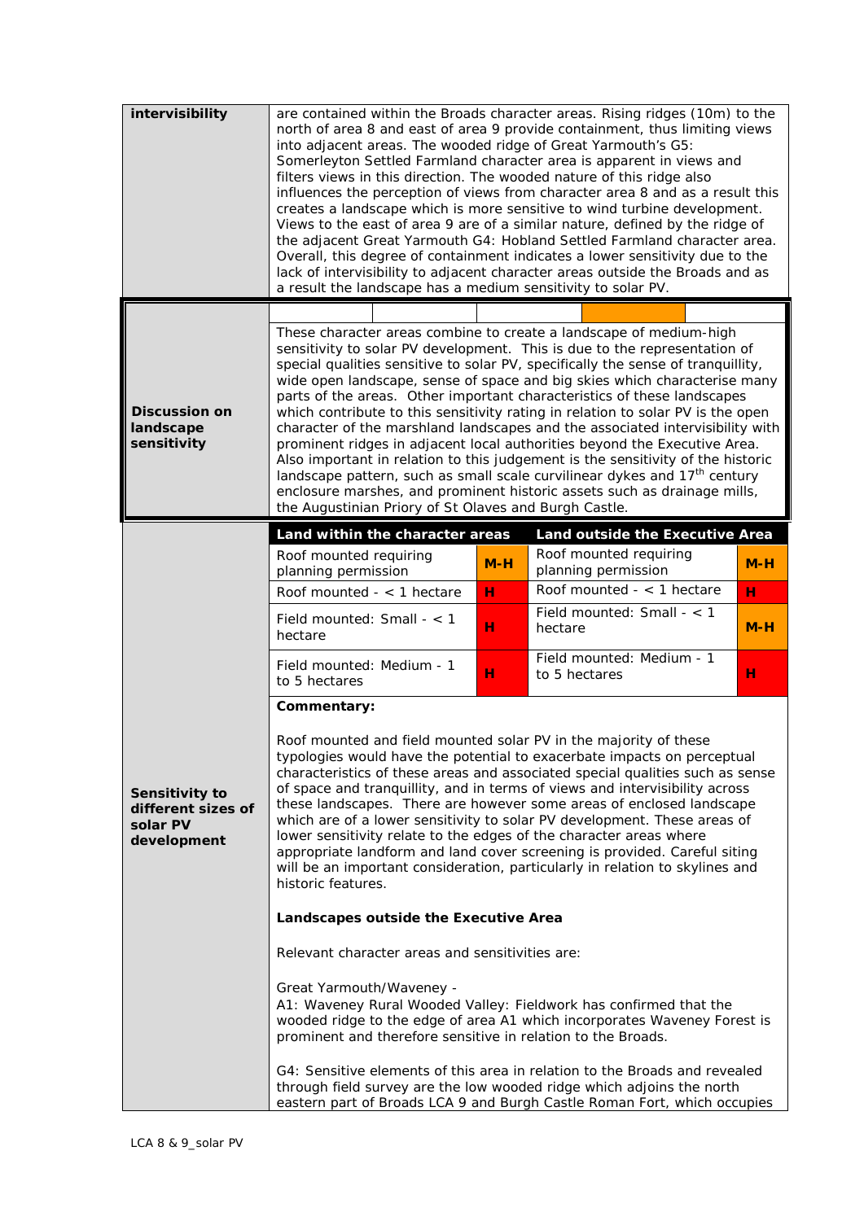| | |
|---|---|
| **intervisibility** | are contained within the Broads character areas. Rising ridges (10m) to the north of area 8 and east of area 9 provide containment, thus limiting views into adjacent areas. The wooded ridge of Great Yarmouth's G5: Somerleyton Settled Farmland character area is apparent in views and filters views in this direction. The wooded nature of this ridge also influences the perception of views from character area 8 and as a result this creates a landscape which is more sensitive to wind turbine development. Views to the east of area 9 are of a similar nature, defined by the ridge of the adjacent Great Yarmouth G4: Hobland Settled Farmland character area. Overall, this degree of containment indicates a lower sensitivity due to the lack of intervisibility to adjacent character areas outside the Broads and as a result the landscape has a medium sensitivity to solar PV. |
| **Discussion on landscape sensitivity** | These character areas combine to create a landscape of medium-high sensitivity to solar PV development. This is due to the representation of special qualities sensitive to solar PV, specifically the sense of tranquillity, wide open landscape, sense of space and big skies which characterise many parts of the areas. Other important characteristics of these landscapes which contribute to this sensitivity rating in relation to solar PV is the open character of the marshland landscapes and the associated intervisibility with prominent ridges in adjacent local authorities beyond the Executive Area. Also important in relation to this judgement is the sensitivity of the historic landscape pattern, such as small scale curvilinear dykes and 17th century enclosure marshes, and prominent historic assets such as drainage mills, the Augustinian Priory of St Olaves and Burgh Castle. |

**Sensitivity to different sizes of solar PV development**

| Land within the character areas | | Land outside the Executive Area | |
|---|---|---|---|
| Roof mounted requiring planning permission | M-H | Roof mounted requiring planning permission | M-H |
| Roof mounted - < 1 hectare | H | Roof mounted - < 1 hectare | H |
| Field mounted: Small - < 1 hectare | H | Field mounted: Small - < 1 hectare | M-H |
| Field mounted: Medium - 1 to 5 hectares | H | Field mounted: Medium - 1 to 5 hectares | H |

**Commentary:**

Roof mounted and field mounted solar PV in the majority of these typologies would have the potential to exacerbate impacts on perceptual characteristics of these areas and associated special qualities such as sense of space and tranquillity, and in terms of views and intervisibility across these landscapes. There are however some areas of enclosed landscape which are of a lower sensitivity to solar PV development. These areas of lower sensitivity relate to the edges of the character areas where appropriate landform and land cover screening is provided. Careful siting will be an important consideration, particularly in relation to skylines and historic features.

**Landscapes outside the Executive Area**

Relevant character areas and sensitivities are:

Great Yarmouth/Waveney -
A1: Waveney Rural Wooded Valley: Fieldwork has confirmed that the wooded ridge to the edge of area A1 which incorporates Waveney Forest is prominent and therefore sensitive in relation to the Broads.

G4: Sensitive elements of this area in relation to the Broads and revealed through field survey are the low wooded ridge which adjoins the north eastern part of Broads LCA 9 and Burgh Castle Roman Fort, which occupies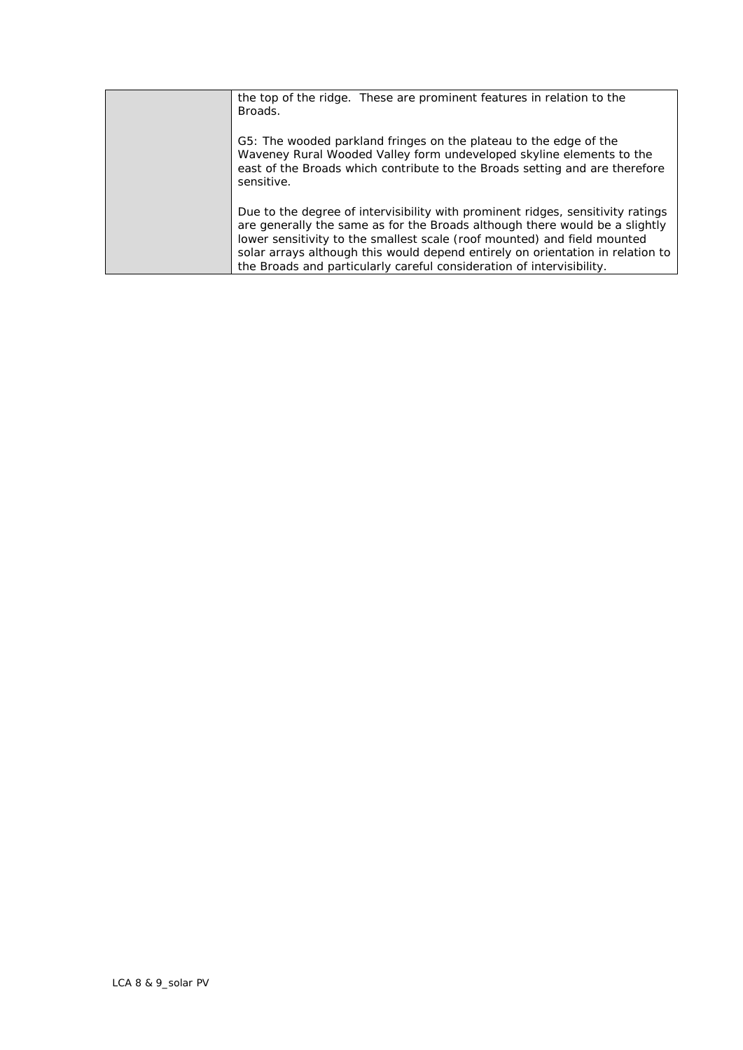| | |
|---|---|
| | the top of the ridge. These are prominent features in relation to the Broads.<br><br>G5: The wooded parkland fringes on the plateau to the edge of the Waveney Rural Wooded Valley form undeveloped skyline elements to the east of the Broads which contribute to the Broads setting and are therefore sensitive.<br><br>Due to the degree of intervisibility with prominent ridges, sensitivity ratings are generally the same as for the Broads although there would be a slightly lower sensitivity to the smallest scale (roof mounted) and field mounted solar arrays although this would depend entirely on orientation in relation to the Broads and particularly careful consideration of intervisibility. |